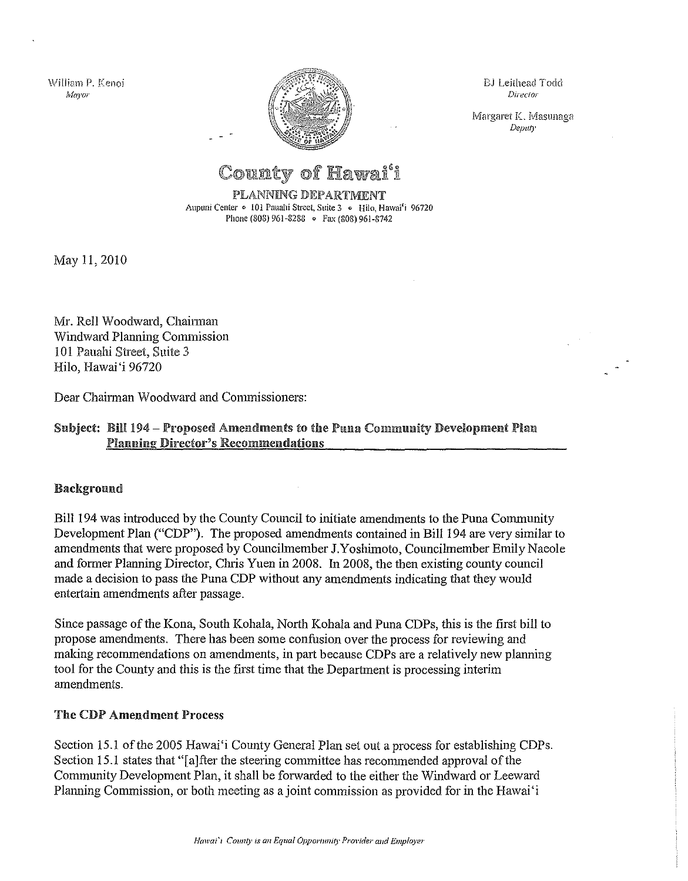William P. Kenoi
*Mayor*

BJ Leithead Todd
*Director*

Margaret K. Masunaga
*Deputy*

# County of Hawaiʻi

**PLANNING DEPARTMENT**
Aupuni Center • 101 Pauahi Street, Suite 3 • Hilo, Hawaiʻi 96720
Phone (808) 961-8288 • Fax (808) 961-8742

May 11, 2010

Mr. Rell Woodward, Chairman
Windward Planning Commission
101 Pauahi Street, Suite 3
Hilo, Hawaiʻi 96720

Dear Chairman Woodward and Commissioners:

**Subject: Bill 194 – Proposed Amendments to the Puna Community Development Plan**
**<u>Planning Director's Recommendations</u>**

## Background

Bill 194 was introduced by the County Council to initiate amendments to the Puna Community Development Plan ("CDP"). The proposed amendments contained in Bill 194 are very similar to amendments that were proposed by Councilmember J.Yoshimoto, Councilmember Emily Naeole and former Planning Director, Chris Yuen in 2008. In 2008, the then existing county council made a decision to pass the Puna CDP without any amendments indicating that they would entertain amendments after passage.

Since passage of the Kona, South Kohala, North Kohala and Puna CDPs, this is the first bill to propose amendments. There has been some confusion over the process for reviewing and making recommendations on amendments, in part because CDPs are a relatively new planning tool for the County and this is the first time that the Department is processing interim amendments.

## The CDP Amendment Process

Section 15.1 of the 2005 Hawaiʻi County General Plan set out a process for establishing CDPs. Section 15.1 states that "[a]fter the steering committee has recommended approval of the Community Development Plan, it shall be forwarded to the either the Windward or Leeward Planning Commission, or both meeting as a joint commission as provided for in the Hawaiʻi

*Hawaiʻi County is an Equal Opportunity Provider and Employer*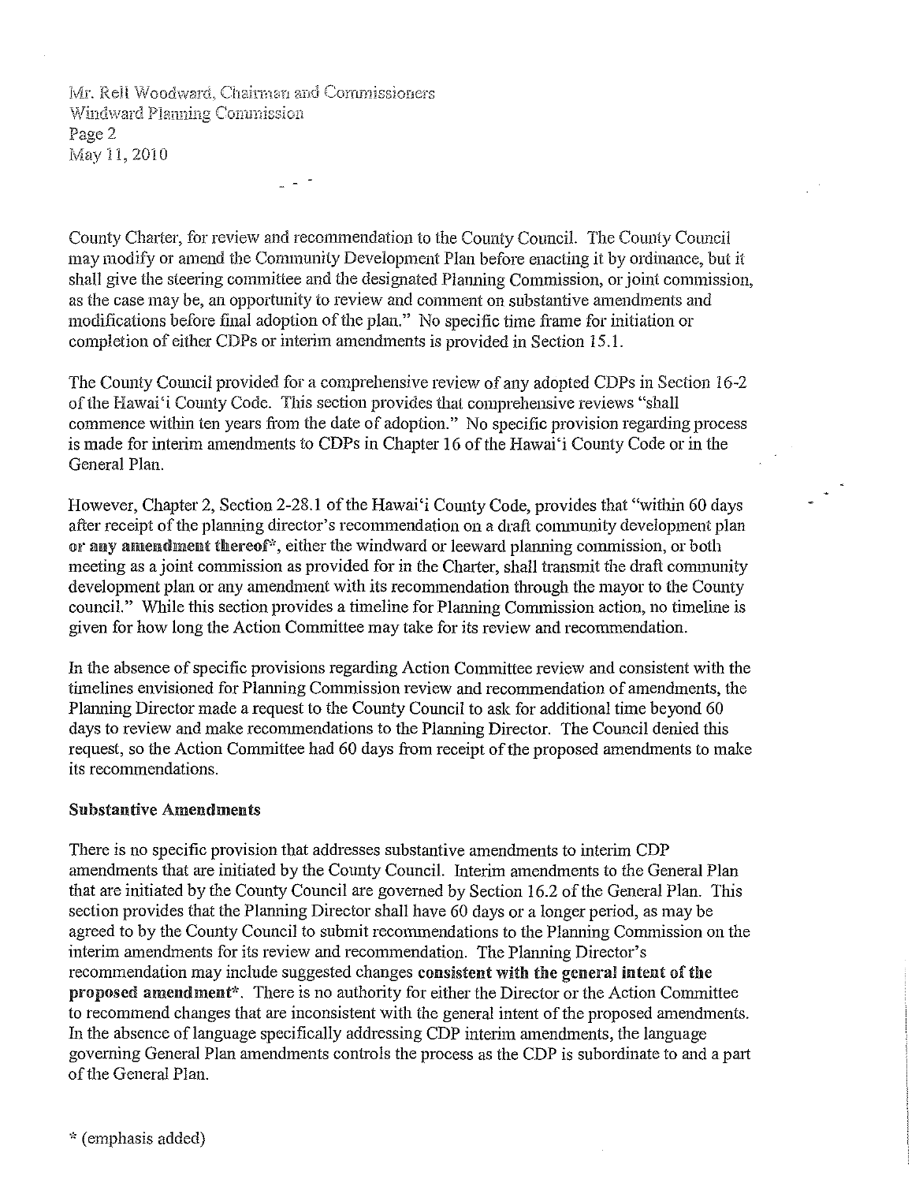County Charter, for review and recommendation to the County Council. The County Council may modify or amend the Community Development Plan before enacting it by ordinance, but it shall give the steering committee and the designated Planning Commission, or joint commission, as the case may be, an opportunity to review and comment on substantive amendments and modifications before final adoption of the plan." No specific time frame for initiation or completion of either CDPs or interim amendments is provided in Section 15.1.

The County Council provided for a comprehensive review of any adopted CDPs in Section 16-2 of the Hawai'i County Code. This section provides that comprehensive reviews "shall commence within ten years from the date of adoption." No specific provision regarding process is made for interim amendments to CDPs in Chapter 16 of the Hawai'i County Code or in the General Plan.

However, Chapter 2, Section 2-28.1 of the Hawai'i County Code, provides that "within 60 days after receipt of the planning director's recommendation on a draft community development plan **or any amendment thereof***, either the windward or leeward planning commission, or both meeting as a joint commission as provided for in the Charter, shall transmit the draft community development plan or any amendment with its recommendation through the mayor to the County council." While this section provides a timeline for Planning Commission action, no timeline is given for how long the Action Committee may take for its review and recommendation.

In the absence of specific provisions regarding Action Committee review and consistent with the timelines envisioned for Planning Commission review and recommendation of amendments, the Planning Director made a request to the County Council to ask for additional time beyond 60 days to review and make recommendations to the Planning Director. The Council denied this request, so the Action Committee had 60 days from receipt of the proposed amendments to make its recommendations.

**Substantive Amendments**

There is no specific provision that addresses substantive amendments to interim CDP amendments that are initiated by the County Council. Interim amendments to the General Plan that are initiated by the County Council are governed by Section 16.2 of the General Plan. This section provides that the Planning Director shall have 60 days or a longer period, as may be agreed to by the County Council to submit recommendations to the Planning Commission on the interim amendments for its review and recommendation. The Planning Director's recommendation may include suggested changes **consistent with the general intent of the proposed amendment***. There is no authority for either the Director or the Action Committee to recommend changes that are inconsistent with the general intent of the proposed amendments. In the absence of language specifically addressing CDP interim amendments, the language governing General Plan amendments controls the process as the CDP is subordinate to and a part of the General Plan.

* (emphasis added)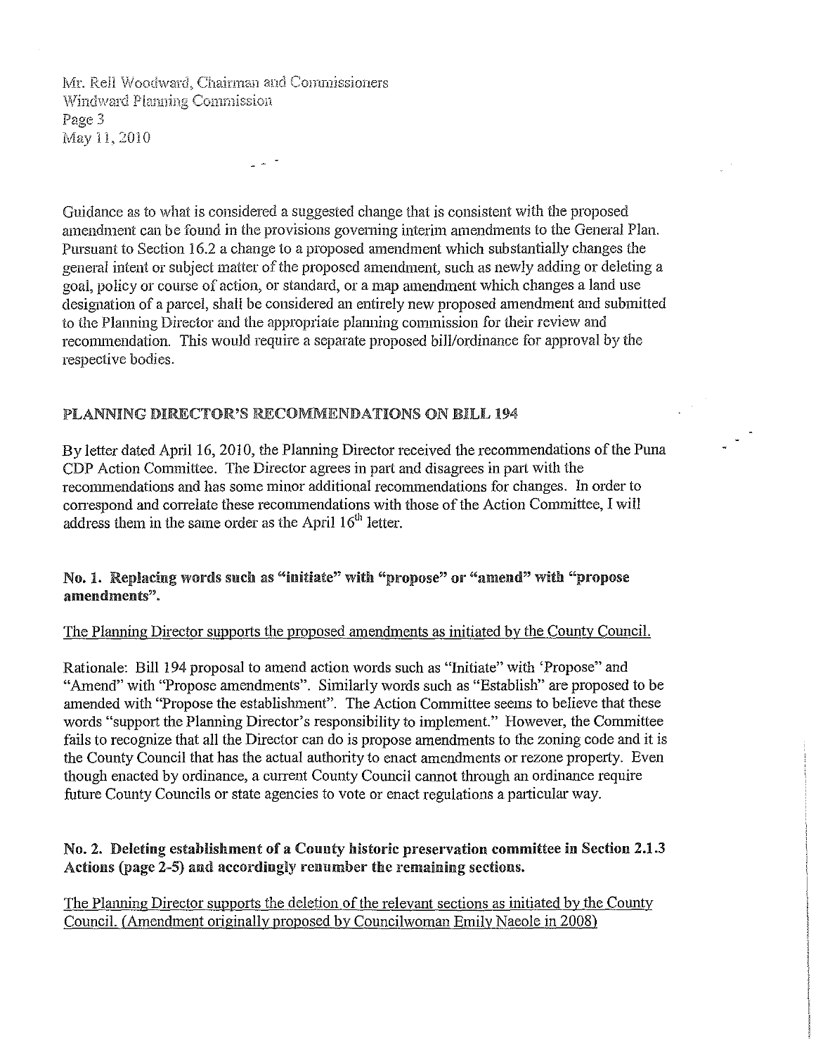Mr. Rell Woodward, Chairman and Commissioners
Windward Planning Commission
May 11, 2010

Guidance as to what is considered a suggested change that is consistent with the proposed amendment can be found in the provisions governing interim amendments to the General Plan. Pursuant to Section 16.2 a change to a proposed amendment which substantially changes the general intent or subject matter of the proposed amendment, such as newly adding or deleting a goal, policy or course of action, or standard, or a map amendment which changes a land use designation of a parcel, shall be considered an entirely new proposed amendment and submitted to the Planning Director and the appropriate planning commission for their review and recommendation. This would require a separate proposed bill/ordinance for approval by the respective bodies.

## PLANNING DIRECTOR'S RECOMMENDATIONS ON BILL 194

By letter dated April 16, 2010, the Planning Director received the recommendations of the Puna CDP Action Committee. The Director agrees in part and disagrees in part with the recommendations and has some minor additional recommendations for changes. In order to correspond and correlate these recommendations with those of the Action Committee, I will address them in the same order as the April 16th letter.

### No. 1. Replacing words such as "initiate" with "propose" or "amend" with "propose amendments".

The Planning Director supports the proposed amendments as initiated by the County Council.

Rationale: Bill 194 proposal to amend action words such as "Initiate" with 'Propose" and "Amend" with "Propose amendments". Similarly words such as "Establish" are proposed to be amended with "Propose the establishment". The Action Committee seems to believe that these words "support the Planning Director's responsibility to implement." However, the Committee fails to recognize that all the Director can do is propose amendments to the zoning code and it is the County Council that has the actual authority to enact amendments or rezone property. Even though enacted by ordinance, a current County Council cannot through an ordinance require future County Councils or state agencies to vote or enact regulations a particular way.

### No. 2. Deleting establishment of a County historic preservation committee in Section 2.1.3 Actions (page 2-5) and accordingly renumber the remaining sections.

The Planning Director supports the deletion of the relevant sections as initiated by the County Council. (Amendment originally proposed by Councilwoman Emily Naeole in 2008)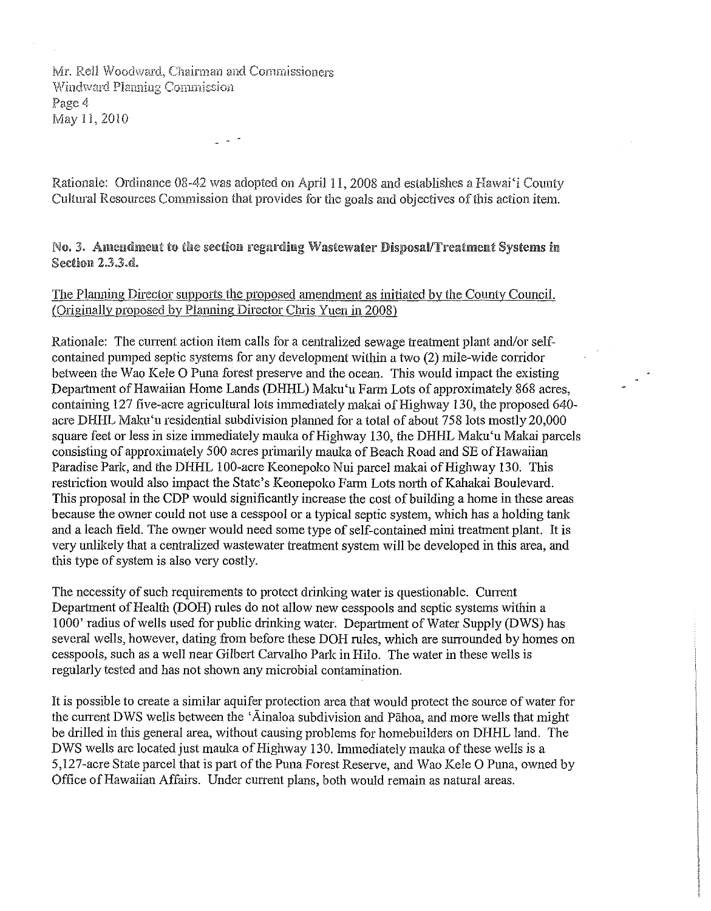Mr. Reil Woodward, Chairman and Commissioners
Windward Planning Commission
Page 4
May 11, 2010

Rationale: Ordinance 08-42 was adopted on April 11, 2008 and establishes a Hawai'i County Cultural Resources Commission that provides for the goals and objectives of this action item.

**No. 3. Amendment to the section regarding Wastewater Disposal/Treatment Systems in Section 2.3.3.d.**

<u>The Planning Director supports the proposed amendment as initiated by the County Council. (Originally proposed by Planning Director Chris Yuen in 2008)</u>

Rationale: The current action item calls for a centralized sewage treatment plant and/or self-contained pumped septic systems for any development within a two (2) mile-wide corridor between the Wao Kele O Puna forest preserve and the ocean. This would impact the existing Department of Hawaiian Home Lands (DHHL) Maku'u Farm Lots of approximately 868 acres, containing 127 five-acre agricultural lots immediately makai of Highway 130, the proposed 640-acre DHHL Maku'u residential subdivision planned for a total of about 758 lots mostly 20,000 square feet or less in size immediately mauka of Highway 130, the DHHL Maku'u Makai parcels consisting of approximately 500 acres primarily mauka of Beach Road and SE of Hawaiian Paradise Park, and the DHHL 100-acre Keonepoko Nui parcel makai of Highway 130. This restriction would also impact the State's Keonepoko Farm Lots north of Kahakai Boulevard. This proposal in the CDP would significantly increase the cost of building a home in these areas because the owner could not use a cesspool or a typical septic system, which has a holding tank and a leach field. The owner would need some type of self-contained mini treatment plant. It is very unlikely that a centralized wastewater treatment system will be developed in this area, and this type of system is also very costly.

The necessity of such requirements to protect drinking water is questionable. Current Department of Health (DOH) rules do not allow new cesspools and septic systems within a 1000' radius of wells used for public drinking water. Department of Water Supply (DWS) has several wells, however, dating from before these DOH rules, which are surrounded by homes on cesspools, such as a well near Gilbert Carvalho Park in Hilo. The water in these wells is regularly tested and has not shown any microbial contamination.

It is possible to create a similar aquifer protection area that would protect the source of water for the current DWS wells between the 'Āinaloa subdivision and Pāhoa, and more wells that might be drilled in this general area, without causing problems for homebuilders on DHHL land. The DWS wells are located just mauka of Highway 130. Immediately mauka of these wells is a 5,127-acre State parcel that is part of the Puna Forest Reserve, and Wao Kele O Puna, owned by Office of Hawaiian Affairs. Under current plans, both would remain as natural areas.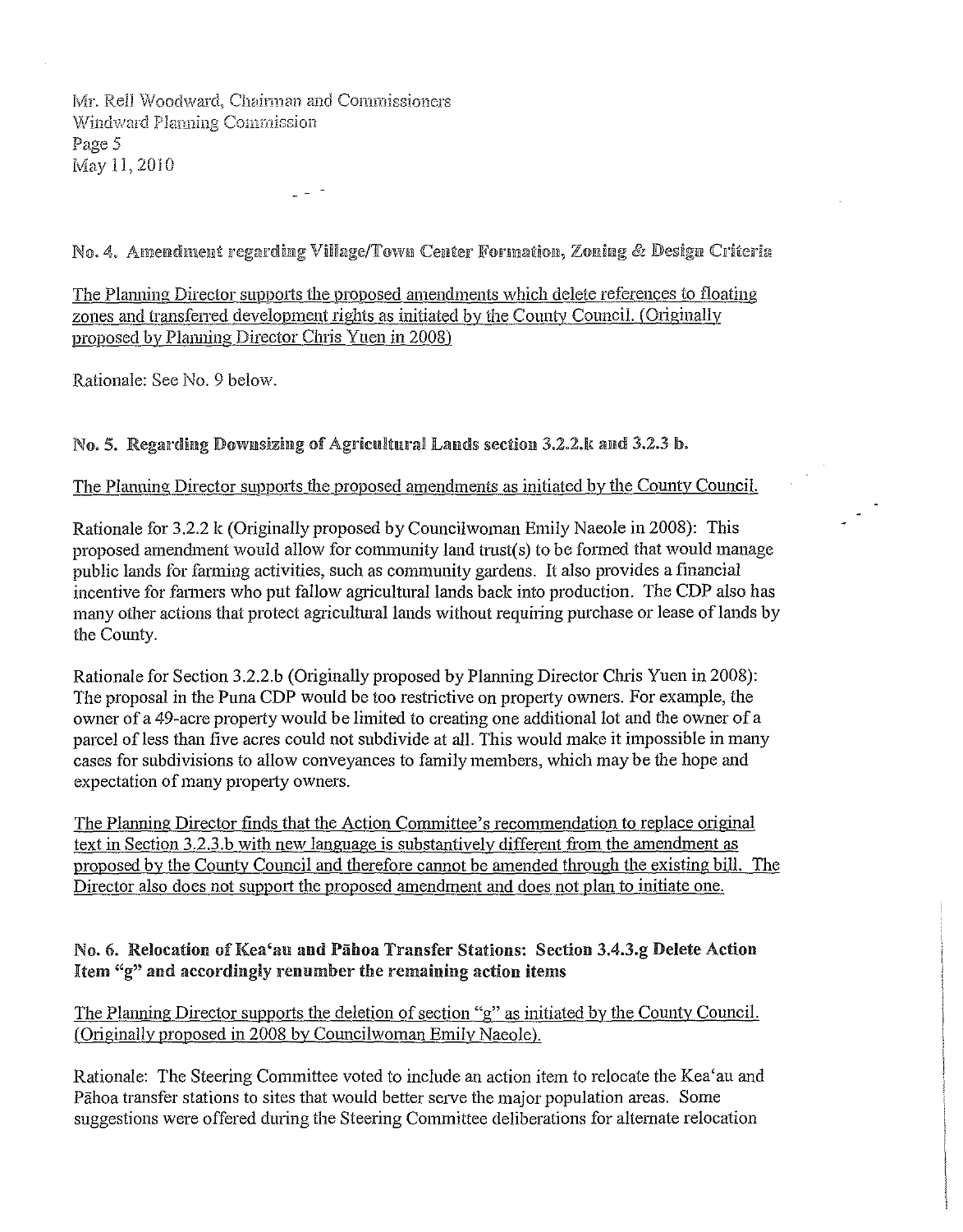**No. 4. Amendment regarding Village/Town Center Formation, Zoning & Design Criteria**

The Planning Director supports the proposed amendments which delete references to floating zones and transferred development rights as initiated by the County Council. (Originally proposed by Planning Director Chris Yuen in 2008)

Rationale: See No. 9 below.

**No. 5. Regarding Downsizing of Agricultural Lands section 3.2.2.k and 3.2.3 b.**

The Planning Director supports the proposed amendments as initiated by the County Council.

Rationale for 3.2.2 k (Originally proposed by Councilwoman Emily Naeole in 2008): This proposed amendment would allow for community land trust(s) to be formed that would manage public lands for farming activities, such as community gardens. It also provides a financial incentive for farmers who put fallow agricultural lands back into production. The CDP also has many other actions that protect agricultural lands without requiring purchase or lease of lands by the County.

Rationale for Section 3.2.2.b (Originally proposed by Planning Director Chris Yuen in 2008): The proposal in the Puna CDP would be too restrictive on property owners. For example, the owner of a 49-acre property would be limited to creating one additional lot and the owner of a parcel of less than five acres could not subdivide at all. This would make it impossible in many cases for subdivisions to allow conveyances to family members, which may be the hope and expectation of many property owners.

The Planning Director finds that the Action Committee's recommendation to replace original text in Section 3.2.3.b with new language is substantively different from the amendment as proposed by the County Council and therefore cannot be amended through the existing bill. The Director also does not support the proposed amendment and does not plan to initiate one.

**No. 6. Relocation of Kea'au and Pāhoa Transfer Stations: Section 3.4.3.g Delete Action Item "g" and accordingly renumber the remaining action items**

The Planning Director supports the deletion of section "g" as initiated by the County Council. (Originally proposed in 2008 by Councilwoman Emily Naeole).

Rationale: The Steering Committee voted to include an action item to relocate the Kea'au and Pāhoa transfer stations to sites that would better serve the major population areas. Some suggestions were offered during the Steering Committee deliberations for alternate relocation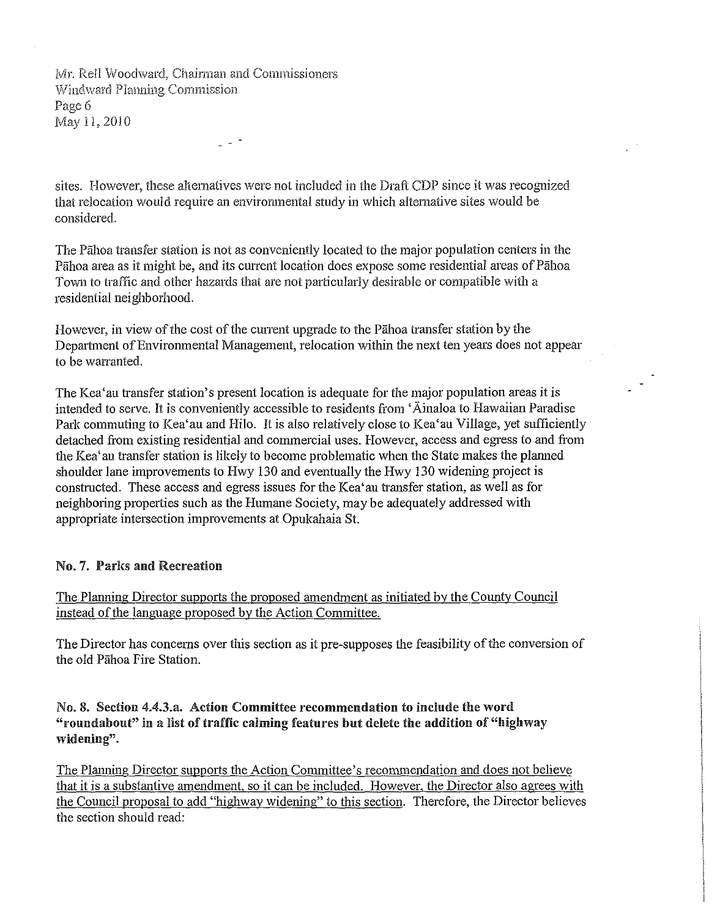sites. However, these alternatives were not included in the Draft CDP since it was recognized that relocation would require an environmental study in which alternative sites would be considered.

The Pāhoa transfer station is not as conveniently located to the major population centers in the Pāhoa area as it might be, and its current location does expose some residential areas of Pāhoa Town to traffic and other hazards that are not particularly desirable or compatible with a residential neighborhood.

However, in view of the cost of the current upgrade to the Pāhoa transfer station by the Department of Environmental Management, relocation within the next ten years does not appear to be warranted.

The Kea'au transfer station's present location is adequate for the major population areas it is intended to serve. It is conveniently accessible to residents from 'Āinaloa to Hawaiian Paradise Park commuting to Kea'au and Hilo. It is also relatively close to Kea'au Village, yet sufficiently detached from existing residential and commercial uses. However, access and egress to and from the Kea'au transfer station is likely to become problematic when the State makes the planned shoulder lane improvements to Hwy 130 and eventually the Hwy 130 widening project is constructed. These access and egress issues for the Kea'au transfer station, as well as for neighboring properties such as the Humane Society, may be adequately addressed with appropriate intersection improvements at Opukahaia St.

**No. 7. Parks and Recreation**

The Planning Director supports the proposed amendment as initiated by the County Council instead of the language proposed by the Action Committee.

The Director has concerns over this section as it pre-supposes the feasibility of the conversion of the old Pāhoa Fire Station.

**No. 8. Section 4.4.3.a. Action Committee recommendation to include the word "roundabout" in a list of traffic calming features but delete the addition of "highway widening".**

The Planning Director supports the Action Committee's recommendation and does not believe that it is a substantive amendment, so it can be included. However, the Director also agrees with the Council proposal to add "highway widening" to this section. Therefore, the Director believes the section should read: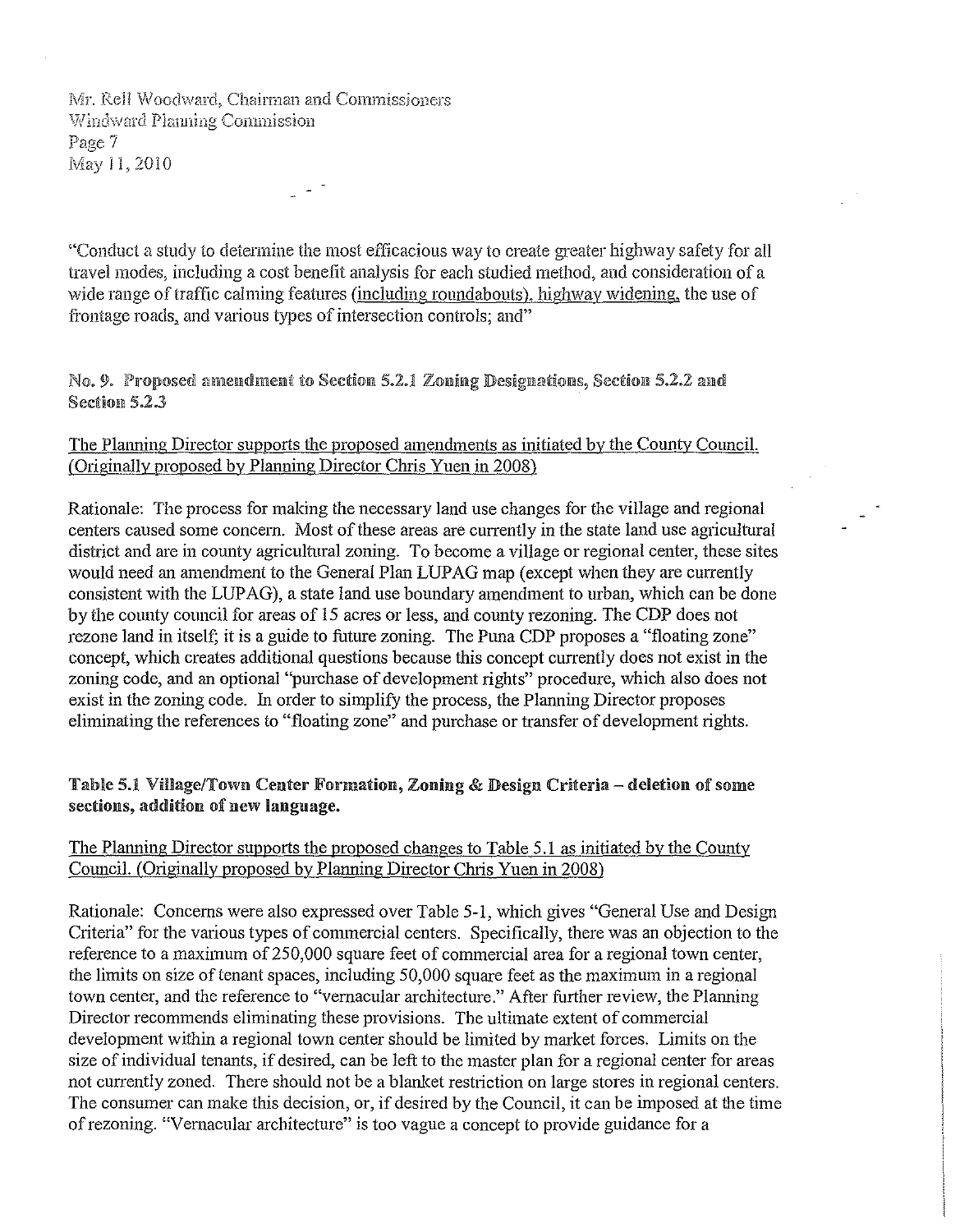"Conduct a study to determine the most efficacious way to create greater highway safety for all travel modes, including a cost benefit analysis for each studied method, and consideration of a wide range of traffic calming features (including roundabouts), highway widening, the use of frontage roads, and various types of intersection controls; and"

**No. 9. Proposed amendment to Section 5.2.1 Zoning Designations, Section 5.2.2 and Section 5.2.3**

The Planning Director supports the proposed amendments as initiated by the County Council. (Originally proposed by Planning Director Chris Yuen in 2008)

Rationale: The process for making the necessary land use changes for the village and regional centers caused some concern. Most of these areas are currently in the state land use agricultural district and are in county agricultural zoning. To become a village or regional center, these sites would need an amendment to the General Plan LUPAG map (except when they are currently consistent with the LUPAG), a state land use boundary amendment to urban, which can be done by the county council for areas of 15 acres or less, and county rezoning. The CDP does not rezone land in itself; it is a guide to future zoning. The Puna CDP proposes a "floating zone" concept, which creates additional questions because this concept currently does not exist in the zoning code, and an optional "purchase of development rights" procedure, which also does not exist in the zoning code. In order to simplify the process, the Planning Director proposes eliminating the references to "floating zone" and purchase or transfer of development rights.

**Table 5.1 Village/Town Center Formation, Zoning & Design Criteria – deletion of some sections, addition of new language.**

The Planning Director supports the proposed changes to Table 5.1 as initiated by the County Council. (Originally proposed by Planning Director Chris Yuen in 2008)

Rationale: Concerns were also expressed over Table 5-1, which gives "General Use and Design Criteria" for the various types of commercial centers. Specifically, there was an objection to the reference to a maximum of 250,000 square feet of commercial area for a regional town center, the limits on size of tenant spaces, including 50,000 square feet as the maximum in a regional town center, and the reference to "vernacular architecture." After further review, the Planning Director recommends eliminating these provisions. The ultimate extent of commercial development within a regional town center should be limited by market forces. Limits on the size of individual tenants, if desired, can be left to the master plan for a regional center for areas not currently zoned. There should not be a blanket restriction on large stores in regional centers. The consumer can make this decision, or, if desired by the Council, it can be imposed at the time of rezoning. "Vernacular architecture" is too vague a concept to provide guidance for a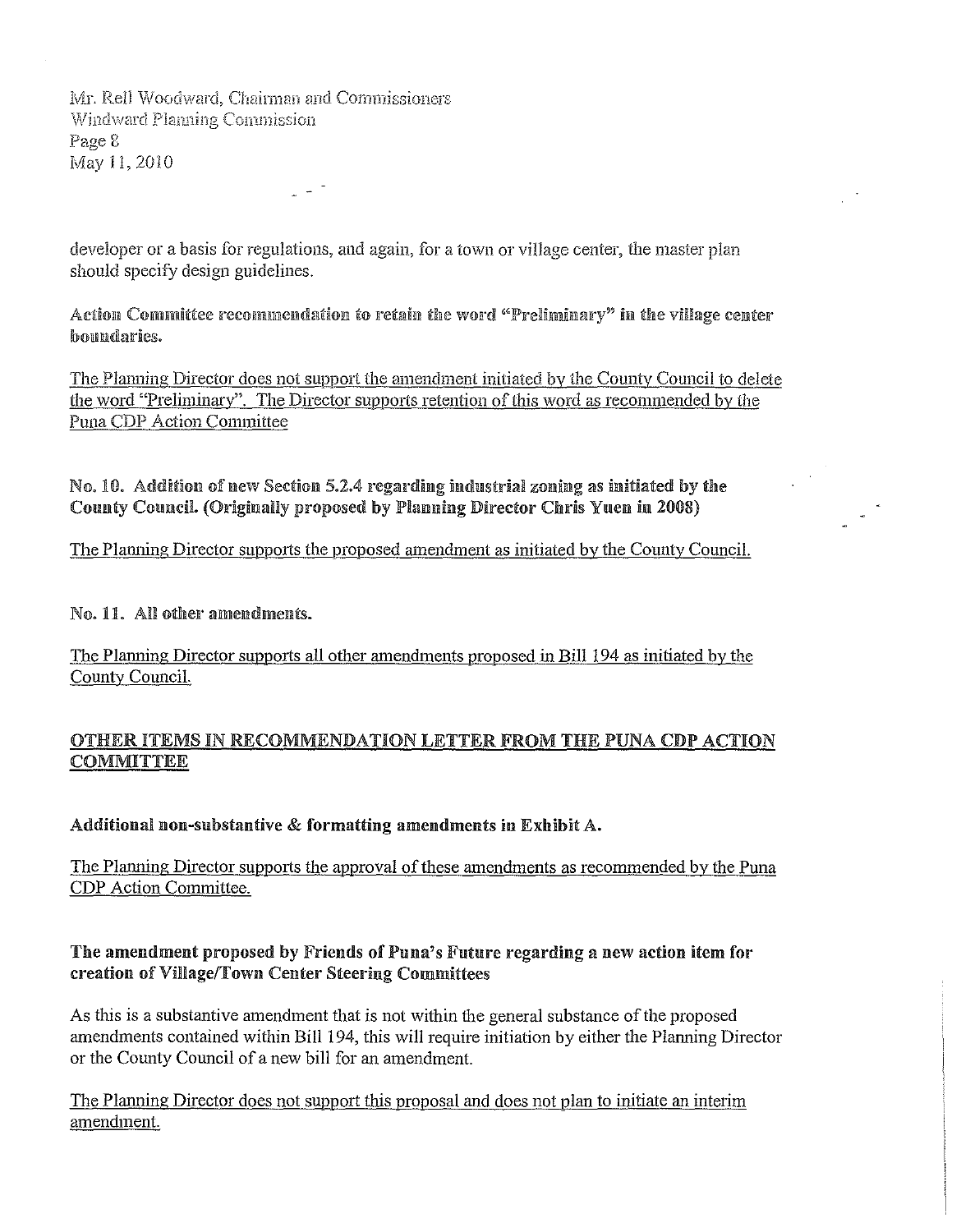developer or a basis for regulations, and again, for a town or village center, the master plan should specify design guidelines.

**Action Committee recommendation to retain the word "Preliminary" in the village center boundaries.**

<u>The Planning Director does not support the amendment initiated by the County Council to delete the word "Preliminary". The Director supports retention of this word as recommended by the Puna CDP Action Committee</u>

**No. 10. Addition of new Section 5.2.4 regarding industrial zoning as initiated by the County Council. (Originally proposed by Planning Director Chris Yuen in 2008)**

<u>The Planning Director supports the proposed amendment as initiated by the County Council.</u>

**No. 11. All other amendments.**

<u>The Planning Director supports all other amendments proposed in Bill 194 as initiated by the County Council.</u>

## <u>OTHER ITEMS IN RECOMMENDATION LETTER FROM THE PUNA CDP ACTION COMMITTEE</u>

**Additional non-substantive & formatting amendments in Exhibit A.**

<u>The Planning Director supports the approval of these amendments as recommended by the Puna CDP Action Committee.</u>

**The amendment proposed by Friends of Puna's Future regarding a new action item for creation of Village/Town Center Steering Committees**

As this is a substantive amendment that is not within the general substance of the proposed amendments contained within Bill 194, this will require initiation by either the Planning Director or the County Council of a new bill for an amendment.

<u>The Planning Director does not support this proposal and does not plan to initiate an interim amendment.</u>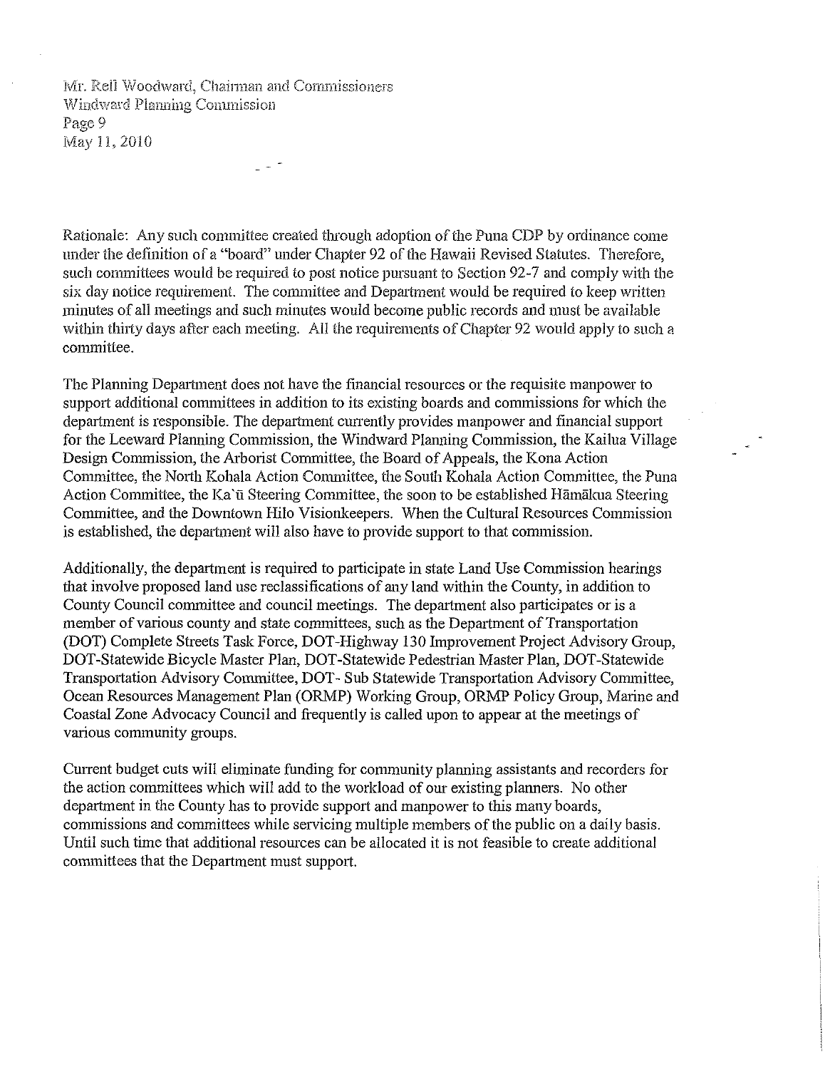Rationale: Any such committee created through adoption of the Puna CDP by ordinance come under the definition of a "board" under Chapter 92 of the Hawaii Revised Statutes. Therefore, such committees would be required to post notice pursuant to Section 92-7 and comply with the six day notice requirement. The committee and Department would be required to keep written minutes of all meetings and such minutes would become public records and must be available within thirty days after each meeting. All the requirements of Chapter 92 would apply to such a committee.

The Planning Department does not have the financial resources or the requisite manpower to support additional committees in addition to its existing boards and commissions for which the department is responsible. The department currently provides manpower and financial support for the Leeward Planning Commission, the Windward Planning Commission, the Kailua Village Design Commission, the Arborist Committee, the Board of Appeals, the Kona Action Committee, the North Kohala Action Committee, the South Kohala Action Committee, the Puna Action Committee, the Ka`ū Steering Committee, the soon to be established Hāmākua Steering Committee, and the Downtown Hilo Visionkeepers. When the Cultural Resources Commission is established, the department will also have to provide support to that commission.

Additionally, the department is required to participate in state Land Use Commission hearings that involve proposed land use reclassifications of any land within the County, in addition to County Council committee and council meetings. The department also participates or is a member of various county and state committees, such as the Department of Transportation (DOT) Complete Streets Task Force, DOT-Highway 130 Improvement Project Advisory Group, DOT-Statewide Bicycle Master Plan, DOT-Statewide Pedestrian Master Plan, DOT-Statewide Transportation Advisory Committee, DOT- Sub Statewide Transportation Advisory Committee, Ocean Resources Management Plan (ORMP) Working Group, ORMP Policy Group, Marine and Coastal Zone Advocacy Council and frequently is called upon to appear at the meetings of various community groups.

Current budget cuts will eliminate funding for community planning assistants and recorders for the action committees which will add to the workload of our existing planners. No other department in the County has to provide support and manpower to this many boards, commissions and committees while servicing multiple members of the public on a daily basis. Until such time that additional resources can be allocated it is not feasible to create additional committees that the Department must support.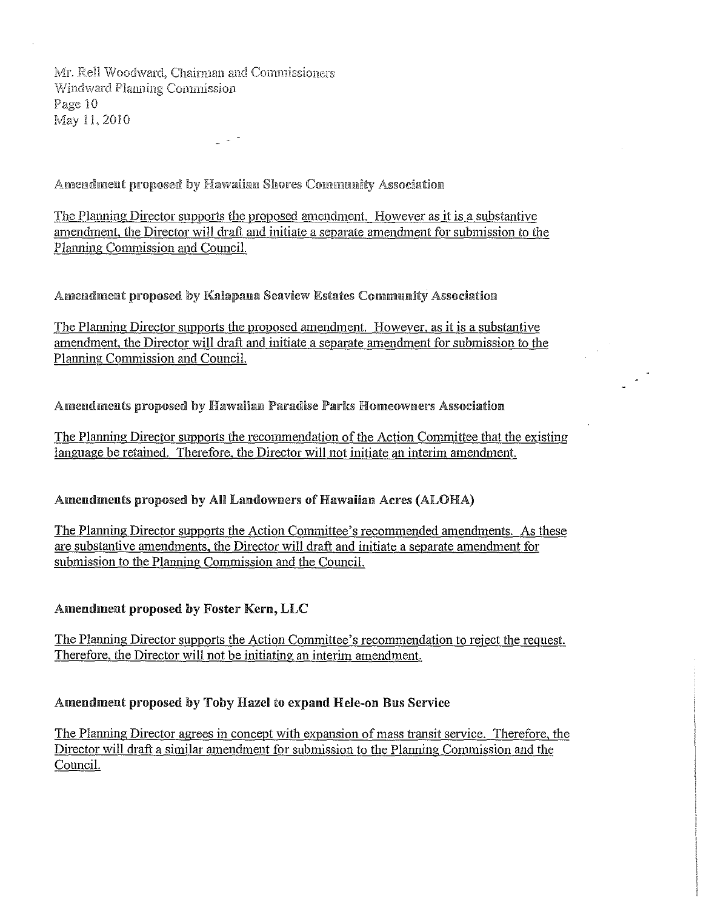Mr. Rell Woodward, Chairman and Commissioners
Windward Planning Commission
Page 10
May 11, 2010

**Amendment proposed by Hawaiian Shores Community Association**

The Planning Director supports the proposed amendment. However as it is a substantive amendment, the Director will draft and initiate a separate amendment for submission to the Planning Commission and Council.

**Amendment proposed by Kalapana Seaview Estates Community Association**

The Planning Director supports the proposed amendment. However, as it is a substantive amendment, the Director will draft and initiate a separate amendment for submission to the Planning Commission and Council.

**Amendments proposed by Hawaiian Paradise Parks Homeowners Association**

The Planning Director supports the recommendation of the Action Committee that the existing language be retained. Therefore, the Director will not initiate an interim amendment.

**Amendments proposed by All Landowners of Hawaiian Acres (ALOHA)**

The Planning Director supports the Action Committee's recommended amendments. As these are substantive amendments, the Director will draft and initiate a separate amendment for submission to the Planning Commission and the Council.

**Amendment proposed by Foster Kern, LLC**

The Planning Director supports the Action Committee's recommendation to reject the request. Therefore, the Director will not be initiating an interim amendment.

**Amendment proposed by Toby Hazel to expand Hele-on Bus Service**

The Planning Director agrees in concept with expansion of mass transit service. Therefore, the Director will draft a similar amendment for submission to the Planning Commission and the Council.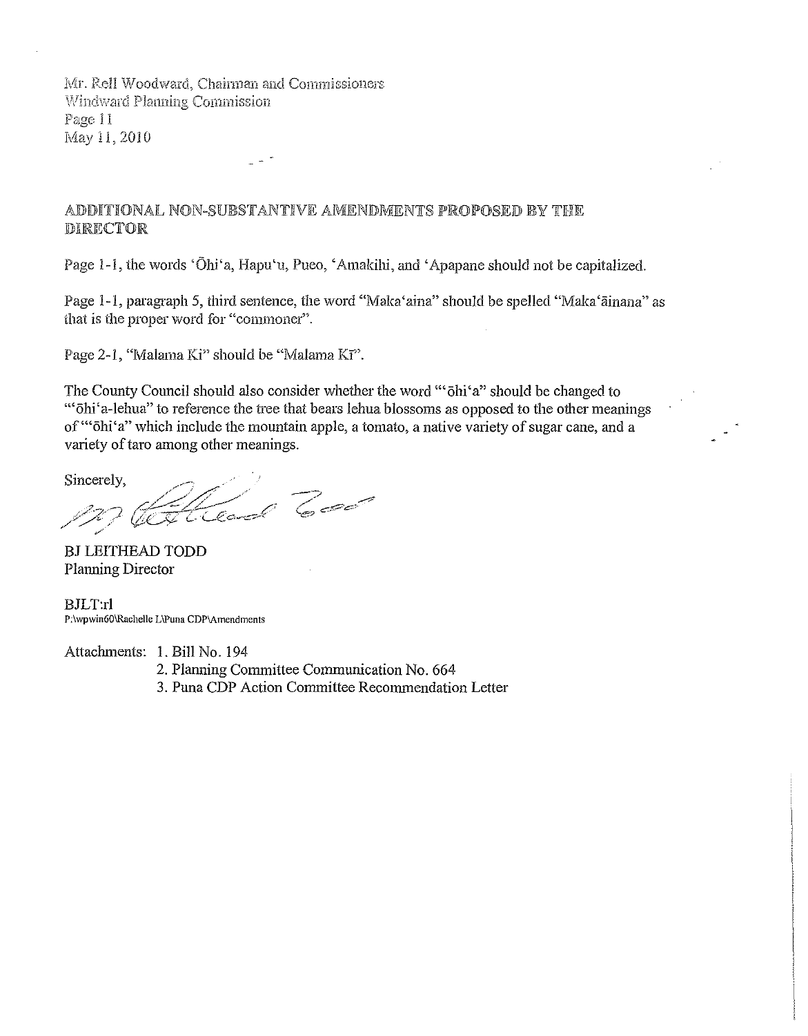Mr. Rell Woodward, Chairman and Commissioners
Windward Planning Commission
Page 11
May 11, 2010

## ADDITIONAL NON-SUBSTANTIVE AMENDMENTS PROPOSED BY THE DIRECTOR

Page 1-1, the words ʻŌhiʻa, Hapuʻu, Pueo, ʻAmakihi, and ʻApapane should not be capitalized.

Page 1-1, paragraph 5, third sentence, the word "Makaʻaina" should be spelled "Makaʻāinana" as that is the proper word for "commoner".

Page 2-1, "Malama Ki" should be "Malama Kī".

The County Council should also consider whether the word "ʻōhiʻa" should be changed to "ʻōhiʻa-lehua" to reference the tree that bears lehua blossoms as opposed to the other meanings of "ʻōhiʻa" which include the mountain apple, a tomato, a native variety of sugar cane, and a variety of taro among other meanings.

Sincerely,

BJ LEITHEAD TODD
Planning Director

BJLT:rl
P:\wpwin60\Rachelle L\Puna CDP\Amendments

Attachments:
1. Bill No. 194
2. Planning Committee Communication No. 664
3. Puna CDP Action Committee Recommendation Letter